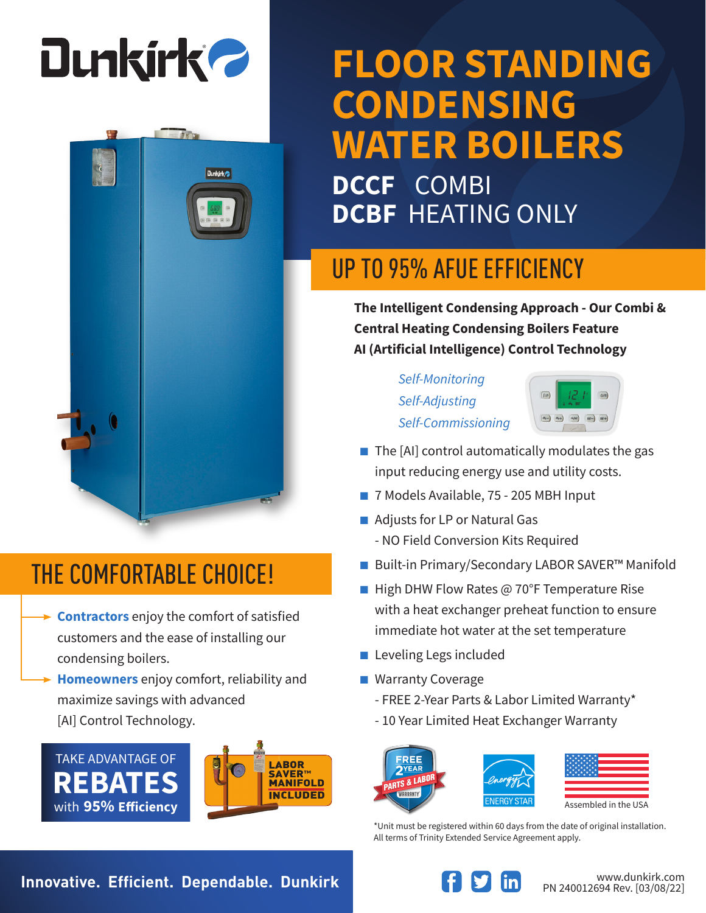# FLOOR STANDING CONDENSING WATER BOILERS

**DCCF** COMBI
**DCBF** HEATING ONLY

## UP TO 95% AFUE EFFICIENCY

**The Intelligent Condensing Approach - Our Combi & Central Heating Condensing Boilers Feature AI (Artificial Intelligence) Control Technology**

*Self-Monitoring*
*Self-Adjusting*
*Self-Commissioning*

- The [AI] control automatically modulates the gas input reducing energy use and utility costs.
- 7 Models Available, 75 - 205 MBH Input
- Adjusts for LP or Natural Gas
  - NO Field Conversion Kits Required
- Built-in Primary/Secondary LABOR SAVER™ Manifold
- High DHW Flow Rates @ 70°F Temperature Rise with a heat exchanger preheat function to ensure immediate hot water at the set temperature
- Leveling Legs included
- Warranty Coverage
  - FREE 2-Year Parts & Labor Limited Warranty*
  - 10 Year Limited Heat Exchanger Warranty

## THE COMFORTABLE CHOICE!

**Contractors** enjoy the comfort of satisfied customers and the ease of installing our condensing boilers.

**Homeowners** enjoy comfort, reliability and maximize savings with advanced [AI] Control Technology.

TAKE ADVANTAGE OF **REBATES** with **95% Efficiency**

LABOR SAVER™ MANIFOLD INCLUDED

FREE 2 YEAR PARTS & LABOR WARRANTY

ENERGY STAR

Assembled in the USA

*Unit must be registered within 60 days from the date of original installation. All terms of Trinity Extended Service Agreement apply.

**Innovative. Efficient. Dependable. Dunkirk**

www.dunkirk.com
PN 240012694 Rev. [03/08/22]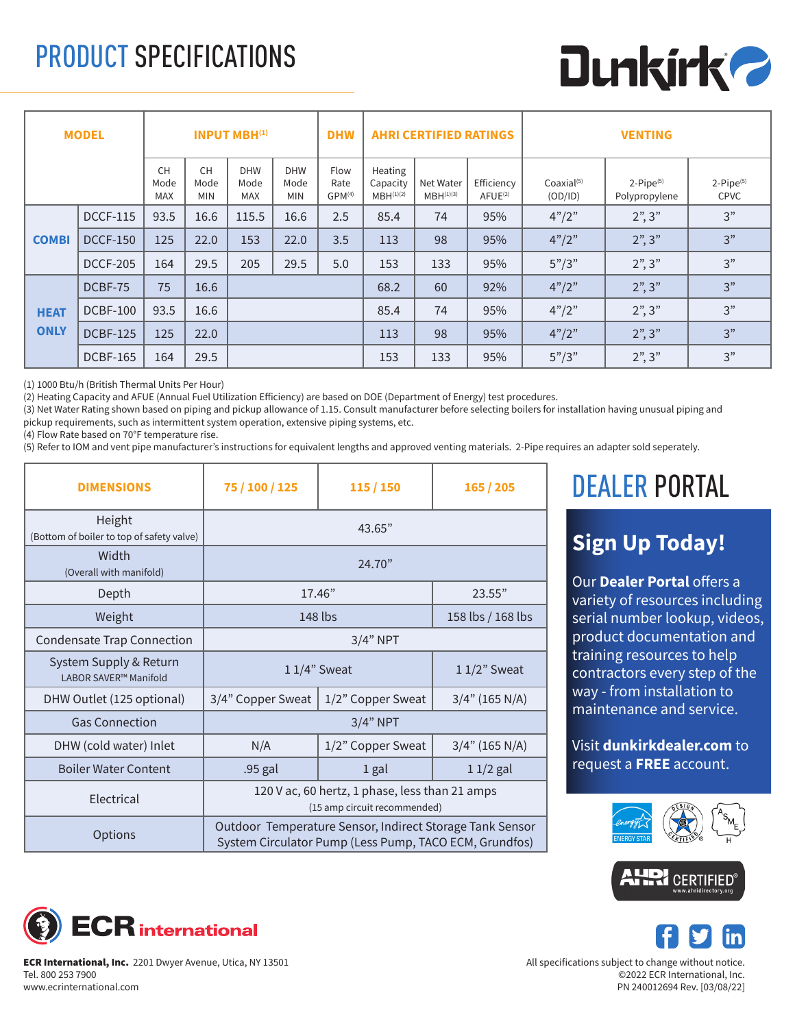# PRODUCT SPECIFICATIONS

Dunkirk

| MODEL | | INPUT MBH[1] | | | | DHW | AHRI CERTIFIED RATINGS | | | VENTING | | |
|---|---|---|---|---|---|---|---|---|---|---|---|---|
| | | CH Mode MAX | CH Mode MIN | DHW Mode MAX | DHW Mode MIN | Flow Rate GPM[4] | Heating Capacity MBH[1][2] | Net Water MBH[1][3] | Efficiency AFUE[2] | Coaxial[5] (OD/ID) | 2-Pipe[5] Polypropylene | 2-Pipe[5] CPVC |
| COMBI | DCCF-115 | 93.5 | 16.6 | 115.5 | 16.6 | 2.5 | 85.4 | 74 | 95% | 4"/2" | 2", 3" | 3" |
| | DCCF-150 | 125 | 22.0 | 153 | 22.0 | 3.5 | 113 | 98 | 95% | 4"/2" | 2", 3" | 3" |
| | DCCF-205 | 164 | 29.5 | 205 | 29.5 | 5.0 | 153 | 133 | 95% | 5"/3" | 2", 3" | 3" |
| HEAT ONLY | DCBF-75 | 75 | 16.6 | | | | 68.2 | 60 | 92% | 4"/2" | 2", 3" | 3" |
| | DCBF-100 | 93.5 | 16.6 | | | | 85.4 | 74 | 95% | 4"/2" | 2", 3" | 3" |
| | DCBF-125 | 125 | 22.0 | | | | 113 | 98 | 95% | 4"/2" | 2", 3" | 3" |
| | DCBF-165 | 164 | 29.5 | | | | 153 | 133 | 95% | 5"/3" | 2", 3" | 3" |

(1) 1000 Btu/h (British Thermal Units Per Hour)
(2) Heating Capacity and AFUE (Annual Fuel Utilization Efficiency) are based on DOE (Department of Energy) test procedures.
(3) Net Water Rating shown based on piping and pickup allowance of 1.15. Consult manufacturer before selecting boilers for installation having unusual piping and pickup requirements, such as intermittent system operation, extensive piping systems, etc.
(4) Flow Rate based on 70°F temperature rise.
(5) Refer to IOM and vent pipe manufacturer's instructions for equivalent lengths and approved venting materials. 2-Pipe requires an adapter sold seperately.

| DIMENSIONS | 75 / 100 / 125 | 115 / 150 | 165 / 205 |
|---|---|---|---|
| Height (Bottom of boiler to top of safety valve) | 43.65" | | |
| Width (Overall with manifold) | 24.70" | | |
| Depth | 17.46" | | 23.55" |
| Weight | 148 lbs | | 158 lbs / 168 lbs |
| Condensate Trap Connection | 3/4" NPT | | |
| System Supply & Return LABOR SAVER™ Manifold | 1 1/4" Sweat | | 1 1/2" Sweat |
| DHW Outlet (125 optional) | 3/4" Copper Sweat | 1/2" Copper Sweat | 3/4" (165 N/A) |
| Gas Connection | 3/4" NPT | | |
| DHW (cold water) Inlet | N/A | 1/2" Copper Sweat | 3/4" (165 N/A) |
| Boiler Water Content | .95 gal | 1 gal | 1 1/2 gal |
| Electrical | 120 V ac, 60 hertz, 1 phase, less than 21 amps (15 amp circuit recommended) | | |
| Options | Outdoor Temperature Sensor, Indirect Storage Tank Sensor System Circulator Pump (Less Pump, TACO ECM, Grundfos) | | |

## DEALER PORTAL

### Sign Up Today!

Our **Dealer Portal** offers a variety of resources including serial number lookup, videos, product documentation and training resources to help contractors every step of the way - from installation to maintenance and service.

Visit **dunkirkdealer.com** to request a **FREE** account.

ENERGY STAR

AHRI CERTIFIED® www.ahridirectory.org

ECR international

**ECR International, Inc.** 2201 Dwyer Avenue, Utica, NY 13501
Tel. 800 253 7900
www.ecrinternational.com

All specifications subject to change without notice.
©2022 ECR International, Inc.
PN 240012694 Rev. [03/08/22]